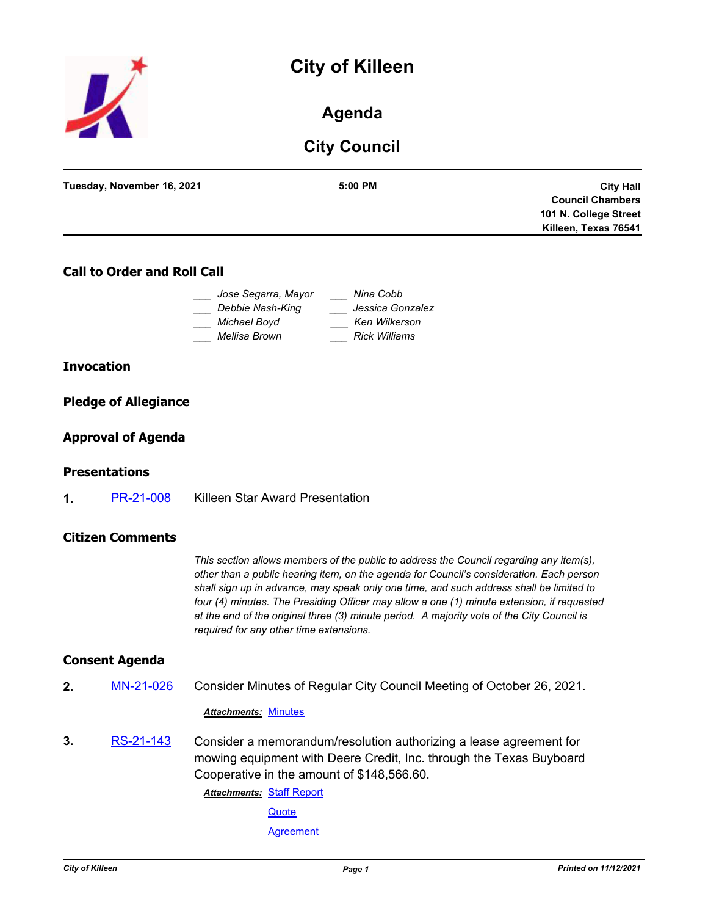# City of Killeen

## Agenda

## City Council

**Tuesday, November 16, 2021** | **5:00 PM** | **City Hall Council Chambers 101 N. College Street Killeen, Texas 76541**

### Call to Order and Roll Call

___ *Jose Segarra, Mayor*
___ *Debbie Nash-King*
___ *Michael Boyd*
___ *Mellisa Brown*
___ *Nina Cobb*
___ *Jessica Gonzalez*
___ *Ken Wilkerson*
___ *Rick Williams*

### Invocation

### Pledge of Allegiance

### Approval of Agenda

### Presentations

**1.** PR-21-008 Killeen Star Award Presentation

### Citizen Comments

*This section allows members of the public to address the Council regarding any item(s), other than a public hearing item, on the agenda for Council's consideration. Each person shall sign up in advance, may speak only one time, and such address shall be limited to four (4) minutes. The Presiding Officer may allow a one (1) minute extension, if requested at the end of the original three (3) minute period. A majority vote of the City Council is required for any other time extensions.*

### Consent Agenda

**2.** MN-21-026 Consider Minutes of Regular City Council Meeting of October 26, 2021.

***Attachments:*** Minutes

**3.** RS-21-143 Consider a memorandum/resolution authorizing a lease agreement for mowing equipment with Deere Credit, Inc. through the Texas Buyboard Cooperative in the amount of $148,566.60.

***Attachments:*** Staff Report
Quote
Agreement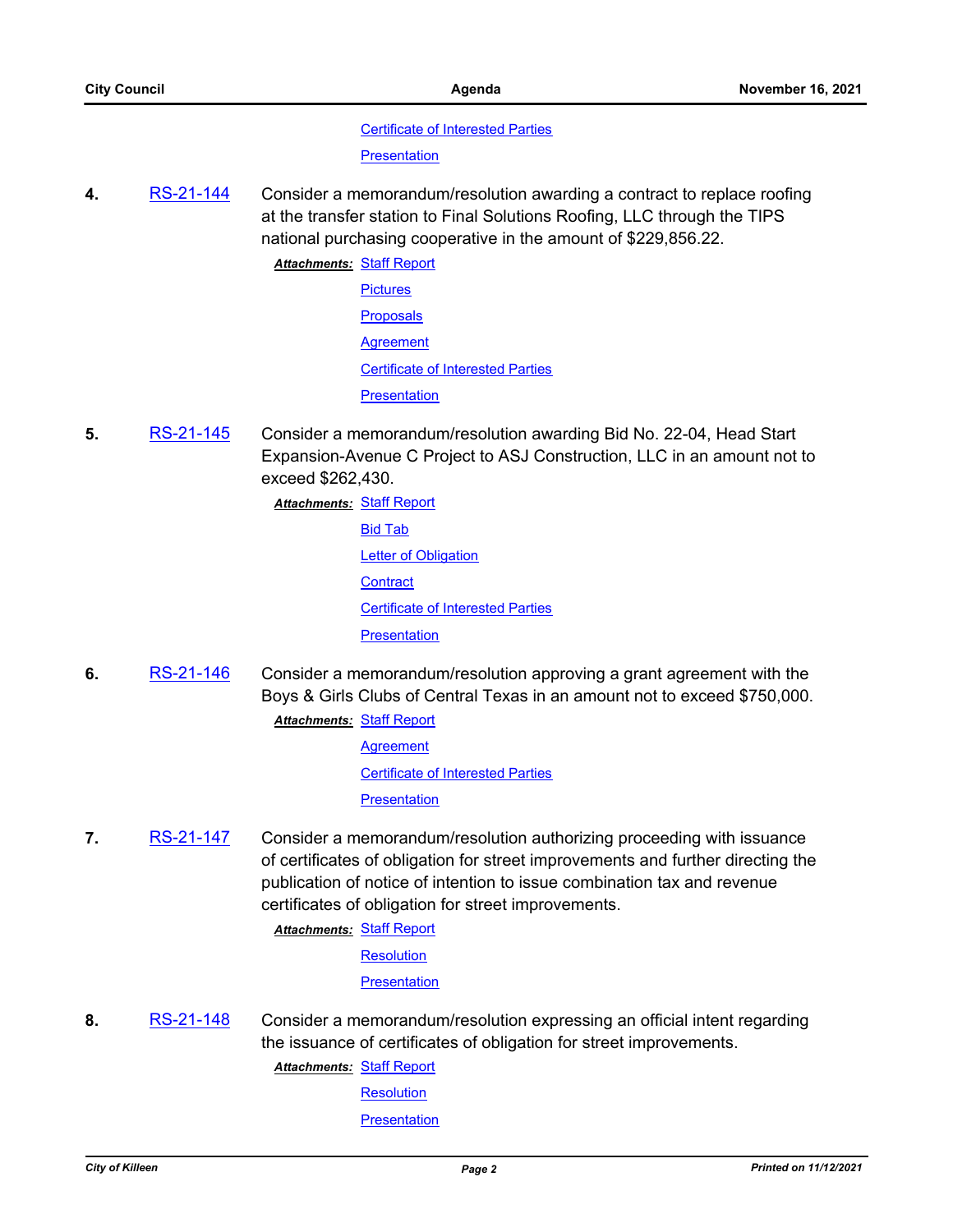Certificate of Interested Parties

Presentation

**4.** RS-21-144 Consider a memorandum/resolution awarding a contract to replace roofing at the transfer station to Final Solutions Roofing, LLC through the TIPS national purchasing cooperative in the amount of $229,856.22.

***Attachments:*** Staff Report

Pictures

Proposals

Agreement

Certificate of Interested Parties

Presentation

**5.** RS-21-145 Consider a memorandum/resolution awarding Bid No. 22-04, Head Start Expansion-Avenue C Project to ASJ Construction, LLC in an amount not to exceed $262,430.

***Attachments:*** Staff Report

Bid Tab

Letter of Obligation

Contract

Certificate of Interested Parties

Presentation

**6.** RS-21-146 Consider a memorandum/resolution approving a grant agreement with the Boys & Girls Clubs of Central Texas in an amount not to exceed $750,000.

***Attachments:*** Staff Report

Agreement

Certificate of Interested Parties

Presentation

**7.** RS-21-147 Consider a memorandum/resolution authorizing proceeding with issuance of certificates of obligation for street improvements and further directing the publication of notice of intention to issue combination tax and revenue certificates of obligation for street improvements.

***Attachments:*** Staff Report

Resolution

Presentation

**8.** RS-21-148 Consider a memorandum/resolution expressing an official intent regarding the issuance of certificates of obligation for street improvements.

***Attachments:*** Staff Report

Resolution

Presentation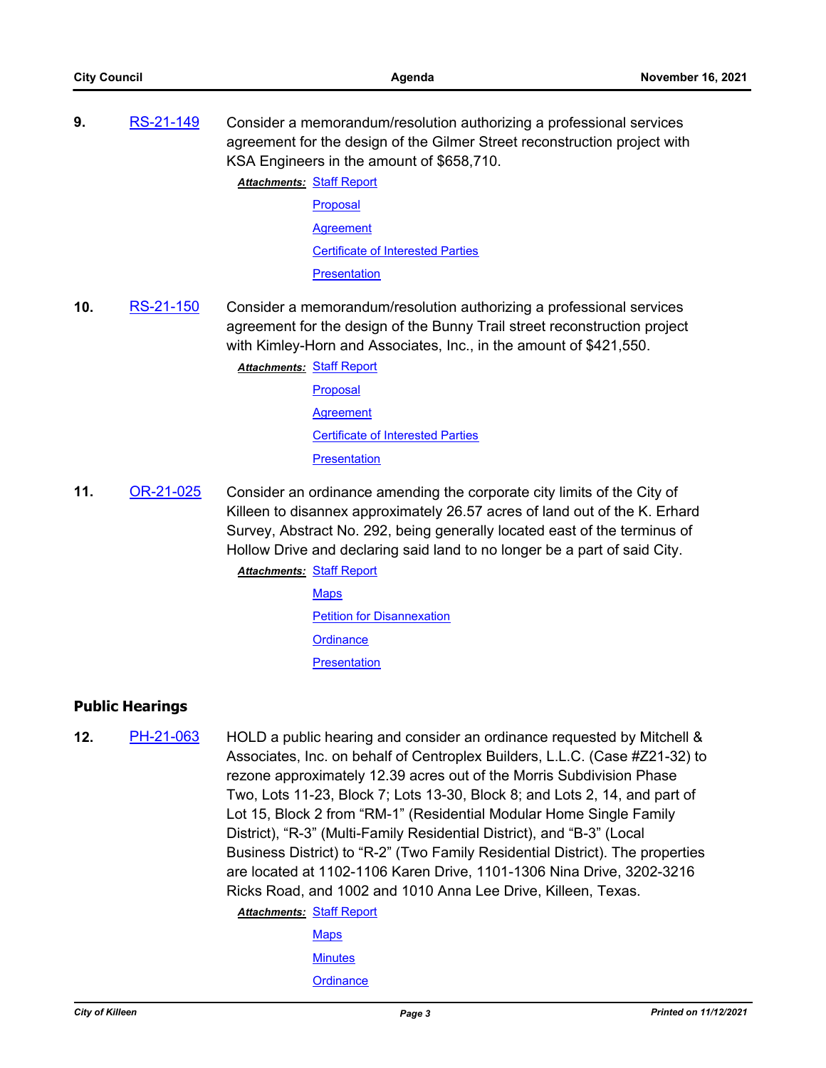**9.** RS-21-149 Consider a memorandum/resolution authorizing a professional services agreement for the design of the Gilmer Street reconstruction project with KSA Engineers in the amount of $658,710.

***Attachments:*** Staff Report
Proposal
Agreement
Certificate of Interested Parties
Presentation

**10.** RS-21-150 Consider a memorandum/resolution authorizing a professional services agreement for the design of the Bunny Trail street reconstruction project with Kimley-Horn and Associates, Inc., in the amount of $421,550.

***Attachments:*** Staff Report
Proposal
Agreement
Certificate of Interested Parties
Presentation

**11.** OR-21-025 Consider an ordinance amending the corporate city limits of the City of Killeen to disannex approximately 26.57 acres of land out of the K. Erhard Survey, Abstract No. 292, being generally located east of the terminus of Hollow Drive and declaring said land to no longer be a part of said City.

***Attachments:*** Staff Report
Maps
Petition for Disannexation
Ordinance
Presentation

## Public Hearings

**12.** PH-21-063 HOLD a public hearing and consider an ordinance requested by Mitchell & Associates, Inc. on behalf of Centroplex Builders, L.L.C. (Case #Z21-32) to rezone approximately 12.39 acres out of the Morris Subdivision Phase Two, Lots 11-23, Block 7; Lots 13-30, Block 8; and Lots 2, 14, and part of Lot 15, Block 2 from “RM-1” (Residential Modular Home Single Family District), “R-3” (Multi-Family Residential District), and “B-3” (Local Business District) to “R-2” (Two Family Residential District). The properties are located at 1102-1106 Karen Drive, 1101-1306 Nina Drive, 3202-3216 Ricks Road, and 1002 and 1010 Anna Lee Drive, Killeen, Texas.

***Attachments:*** Staff Report
Maps
Minutes
Ordinance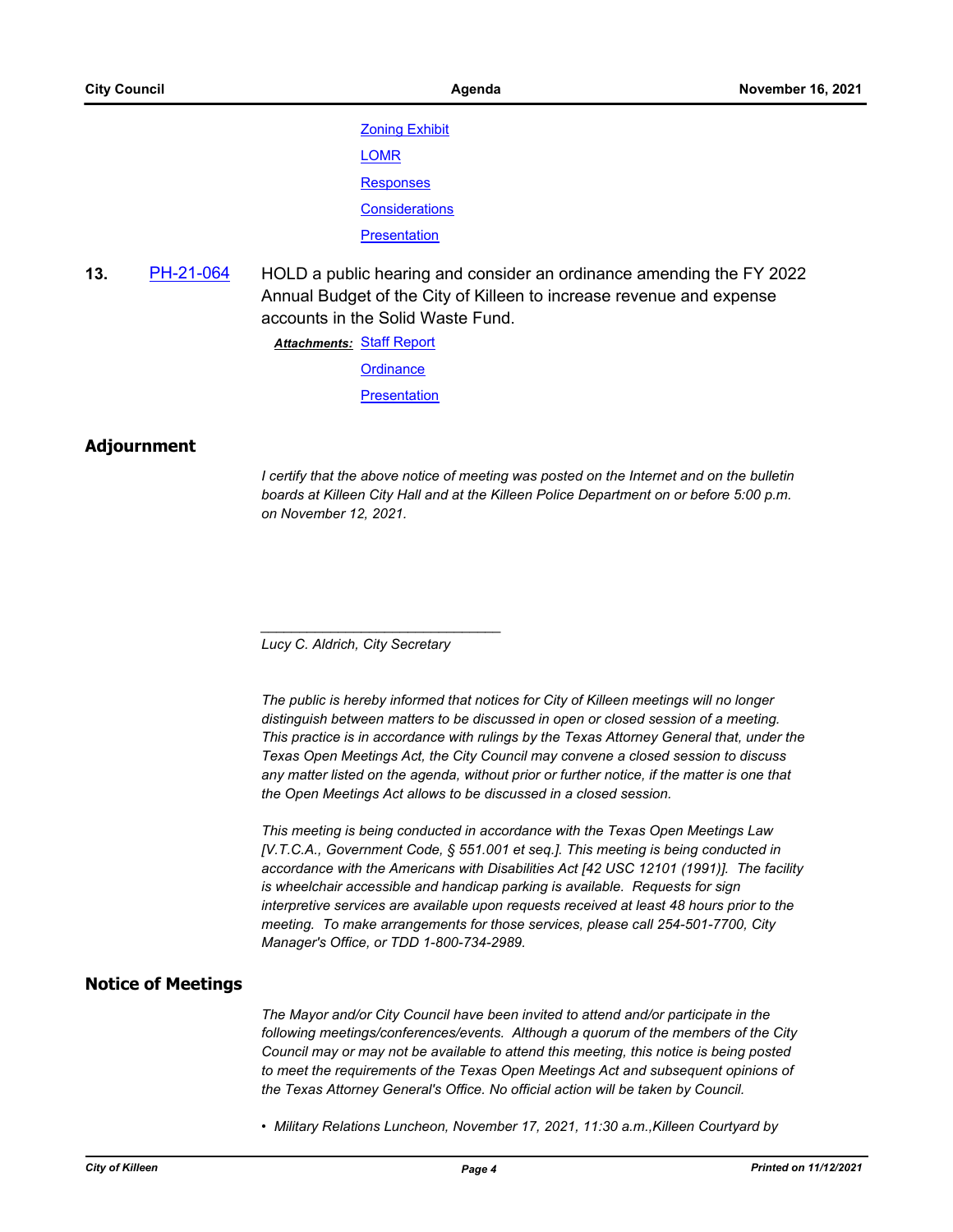Zoning Exhibit

LOMR

Responses

Considerations

Presentation

**13.** PH-21-064 HOLD a public hearing and consider an ordinance amending the FY 2022 Annual Budget of the City of Killeen to increase revenue and expense accounts in the Solid Waste Fund.

***Attachments:*** Staff Report

Ordinance

Presentation

## Adjournment

*I certify that the above notice of meeting was posted on the Internet and on the bulletin boards at Killeen City Hall and at the Killeen Police Department on or before 5:00 p.m. on November 12, 2021.*

______________________________

*Lucy C. Aldrich, City Secretary*

*The public is hereby informed that notices for City of Killeen meetings will no longer distinguish between matters to be discussed in open or closed session of a meeting. This practice is in accordance with rulings by the Texas Attorney General that, under the Texas Open Meetings Act, the City Council may convene a closed session to discuss any matter listed on the agenda, without prior or further notice, if the matter is one that the Open Meetings Act allows to be discussed in a closed session.*

*This meeting is being conducted in accordance with the Texas Open Meetings Law [V.T.C.A., Government Code, § 551.001 et seq.]. This meeting is being conducted in accordance with the Americans with Disabilities Act [42 USC 12101 (1991)]. The facility is wheelchair accessible and handicap parking is available. Requests for sign interpretive services are available upon requests received at least 48 hours prior to the meeting. To make arrangements for those services, please call 254-501-7700, City Manager's Office, or TDD 1-800-734-2989.*

## Notice of Meetings

*The Mayor and/or City Council have been invited to attend and/or participate in the following meetings/conferences/events. Although a quorum of the members of the City Council may or may not be available to attend this meeting, this notice is being posted to meet the requirements of the Texas Open Meetings Act and subsequent opinions of the Texas Attorney General's Office. No official action will be taken by Council.*

- *Military Relations Luncheon, November 17, 2021, 11:30 a.m.,Killeen Courtyard by*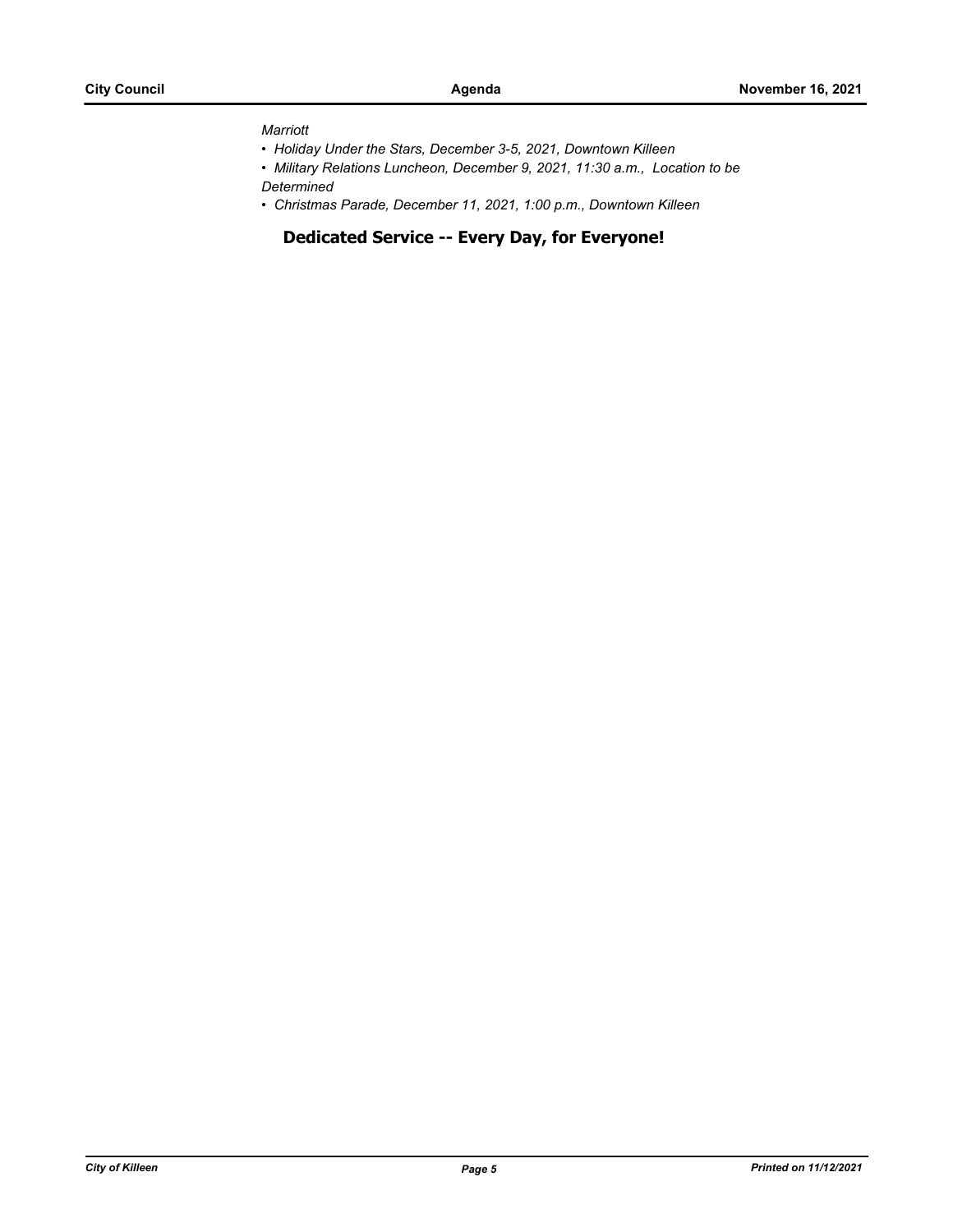*Marriott*

- *Holiday Under the Stars, December 3-5, 2021, Downtown Killeen*
- *Military Relations Luncheon, December 9, 2021, 11:30 a.m., Location to be Determined*
- *Christmas Parade, December 11, 2021, 1:00 p.m., Downtown Killeen*

**Dedicated Service -- Every Day, for Everyone!**